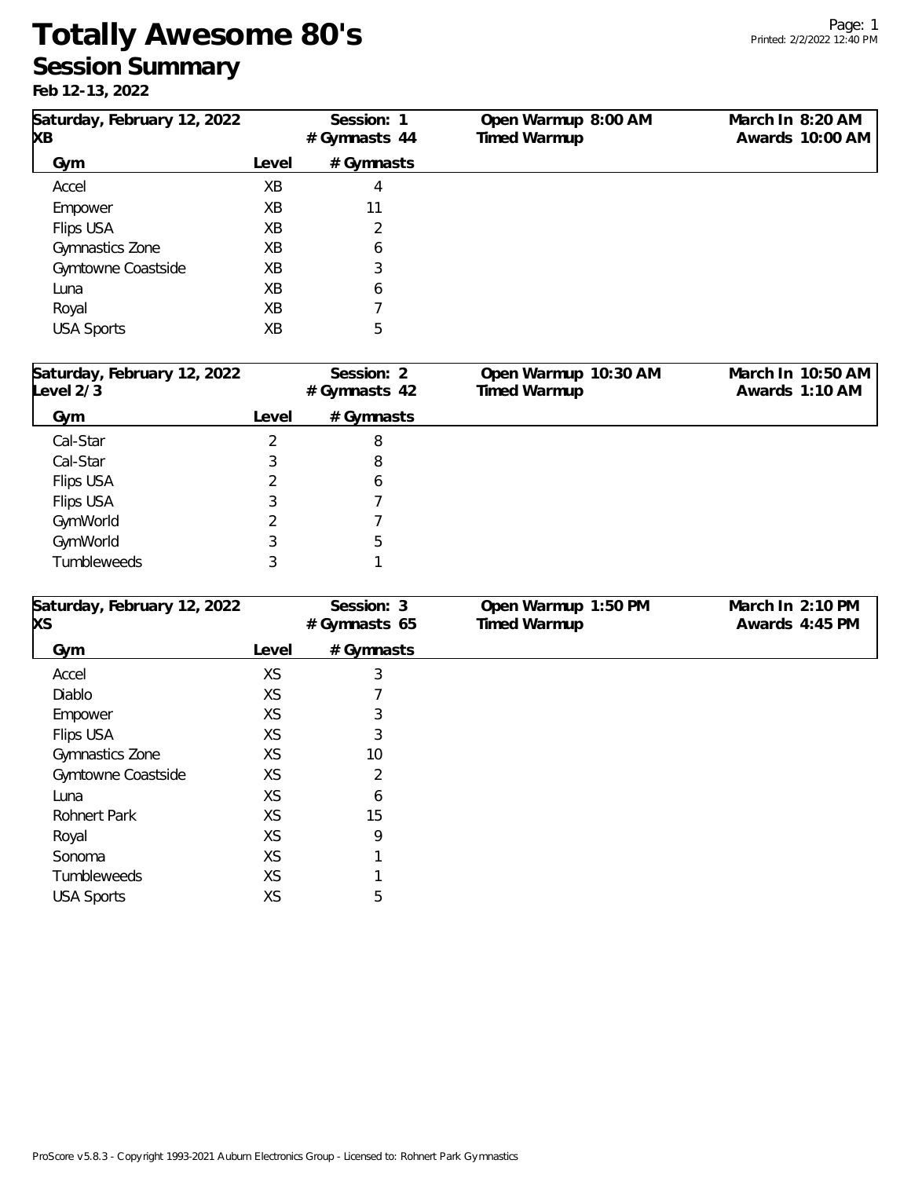# Totally Awesome 80's

## Session Summary

**Feb 12-13, 2022**

| Saturday, February 12, 2022<br>XB | Session: 1<br># Gymnasts 44 | Open Warmup 8:00 AM<br>Timed Warmup | March In 8:20 AM<br>Awards 10:00 AM |
|---|---|---|---|
| **Gym** | **Level** | **# Gymnasts** | |
| Accel | XB | 4 | |
| Empower | XB | 11 | |
| Flips USA | XB | 2 | |
| Gymnastics Zone | XB | 6 | |
| Gymtowne Coastside | XB | 3 | |
| Luna | XB | 6 | |
| Royal | XB | 7 | |
| USA Sports | XB | 5 | |

| Saturday, February 12, 2022<br>Level 2/3 | Session: 2<br># Gymnasts 42 | Open Warmup 10:30 AM<br>Timed Warmup | March In 10:50 AM<br>Awards 1:10 AM |
|---|---|---|---|
| **Gym** | **Level** | **# Gymnasts** | |
| Cal-Star | 2 | 8 | |
| Cal-Star | 3 | 8 | |
| Flips USA | 2 | 6 | |
| Flips USA | 3 | 7 | |
| GymWorld | 2 | 7 | |
| GymWorld | 3 | 5 | |
| Tumbleweeds | 3 | 1 | |

| Saturday, February 12, 2022<br>XS | Session: 3<br># Gymnasts 65 | Open Warmup 1:50 PM<br>Timed Warmup | March In 2:10 PM<br>Awards 4:45 PM |
|---|---|---|---|
| **Gym** | **Level** | **# Gymnasts** | |
| Accel | XS | 3 | |
| Diablo | XS | 7 | |
| Empower | XS | 3 | |
| Flips USA | XS | 3 | |
| Gymnastics Zone | XS | 10 | |
| Gymtowne Coastside | XS | 2 | |
| Luna | XS | 6 | |
| Rohnert Park | XS | 15 | |
| Royal | XS | 9 | |
| Sonoma | XS | 1 | |
| Tumbleweeds | XS | 1 | |
| USA Sports | XS | 5 | |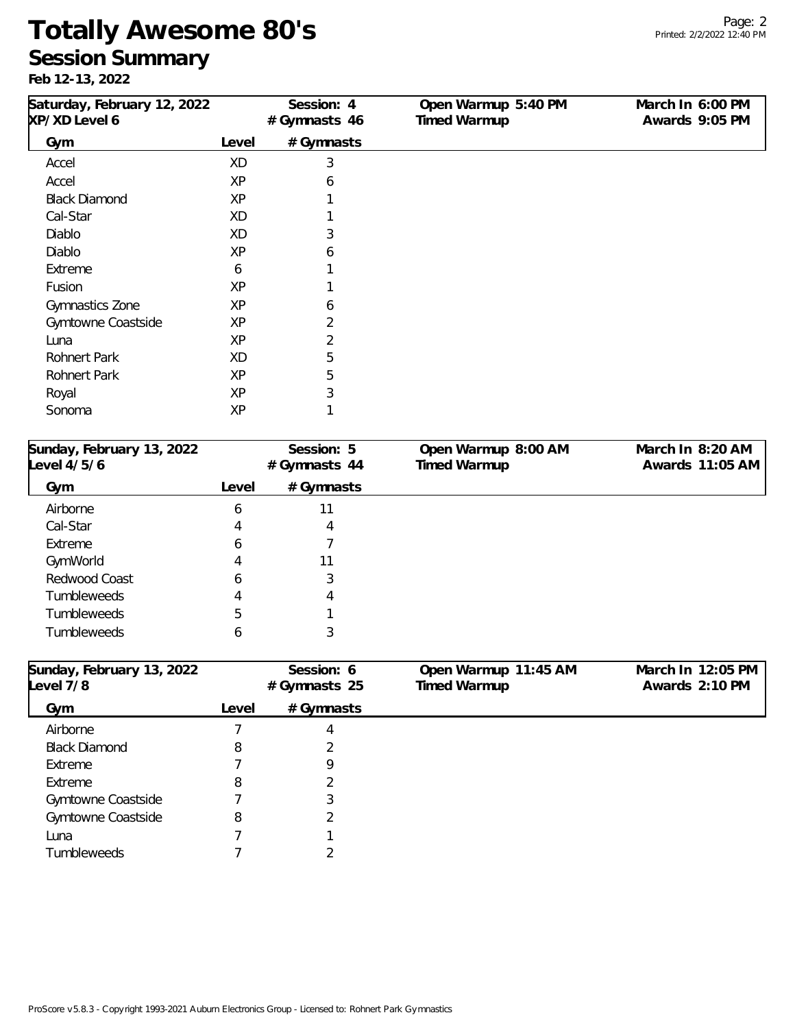# Totally Awesome 80's

## Session Summary

**Feb 12-13, 2022**

**Saturday, February 12, 2022** | **Session: 4** | **Open Warmup 5:40 PM** | **March In 6:00 PM**
**XP/XD Level 6** | **# Gymnasts 46** | **Timed Warmup** | **Awards 9:05 PM**

| Gym | Level | # Gymnasts |
|---|---|---|
| Accel | XD | 3 |
| Accel | XP | 6 |
| Black Diamond | XP | 1 |
| Cal-Star | XD | 1 |
| Diablo | XD | 3 |
| Diablo | XP | 6 |
| Extreme | 6 | 1 |
| Fusion | XP | 1 |
| Gymnastics Zone | XP | 6 |
| Gymtowne Coastside | XP | 2 |
| Luna | XP | 2 |
| Rohnert Park | XD | 5 |
| Rohnert Park | XP | 5 |
| Royal | XP | 3 |
| Sonoma | XP | 1 |

**Sunday, February 13, 2022** | **Session: 5** | **Open Warmup 8:00 AM** | **March In 8:20 AM**
**Level 4/5/6** | **# Gymnasts 44** | **Timed Warmup** | **Awards 11:05 AM**

| Gym | Level | # Gymnasts |
|---|---|---|
| Airborne | 6 | 11 |
| Cal-Star | 4 | 4 |
| Extreme | 6 | 7 |
| GymWorld | 4 | 11 |
| Redwood Coast | 6 | 3 |
| Tumbleweeds | 4 | 4 |
| Tumbleweeds | 5 | 1 |
| Tumbleweeds | 6 | 3 |

**Sunday, February 13, 2022** | **Session: 6** | **Open Warmup 11:45 AM** | **March In 12:05 PM**
**Level 7/8** | **# Gymnasts 25** | **Timed Warmup** | **Awards 2:10 PM**

| Gym | Level | # Gymnasts |
|---|---|---|
| Airborne | 7 | 4 |
| Black Diamond | 8 | 2 |
| Extreme | 7 | 9 |
| Extreme | 8 | 2 |
| Gymtowne Coastside | 7 | 3 |
| Gymtowne Coastside | 8 | 2 |
| Luna | 7 | 1 |
| Tumbleweeds | 7 | 2 |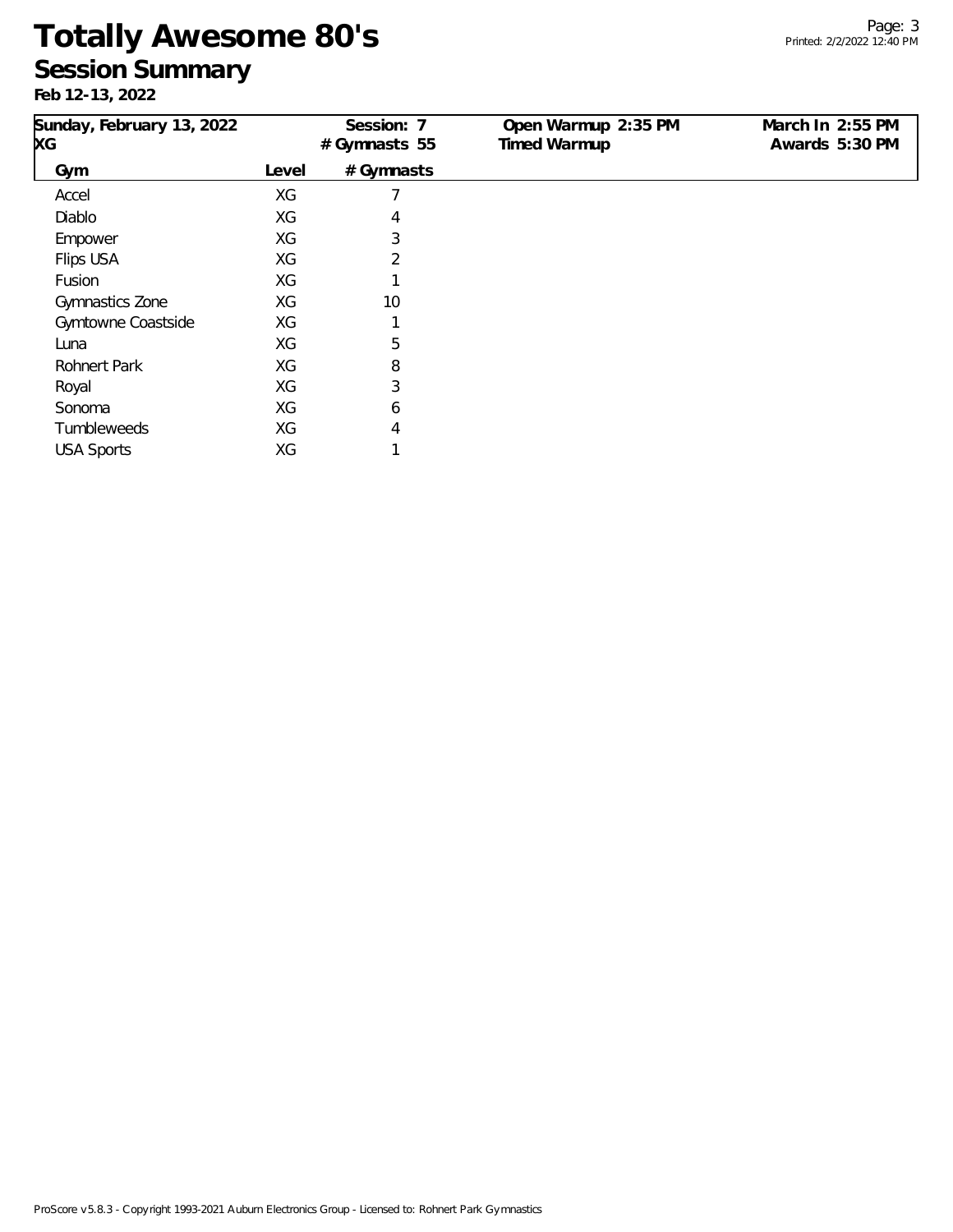# Totally Awesome 80's

## Session Summary

**Feb 12-13, 2022**

| Sunday, February 13, 2022 | Session: 7 | Open Warmup 2:35 PM | March In 2:55 PM |
|---|---|---|---|
| XG | # Gymnasts 55 | Timed Warmup | Awards 5:30 PM |

| Gym | Level | # Gymnasts |
|---|---|---|
| Accel | XG | 7 |
| Diablo | XG | 4 |
| Empower | XG | 3 |
| Flips USA | XG | 2 |
| Fusion | XG | 1 |
| Gymnastics Zone | XG | 10 |
| Gymtowne Coastside | XG | 1 |
| Luna | XG | 5 |
| Rohnert Park | XG | 8 |
| Royal | XG | 3 |
| Sonoma | XG | 6 |
| Tumbleweeds | XG | 4 |
| USA Sports | XG | 1 |